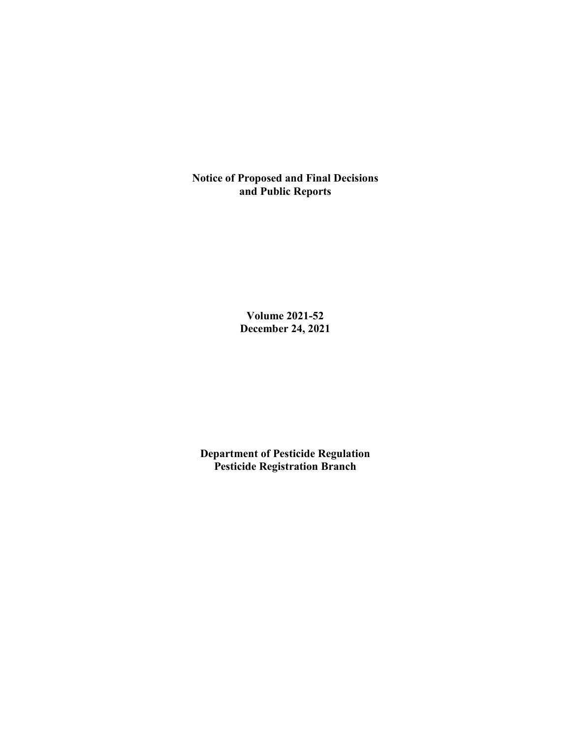**Notice of Proposed and Final Decisions and Public Reports**

**Volume 2021-52**
**December 24, 2021**

**Department of Pesticide Regulation**
**Pesticide Registration Branch**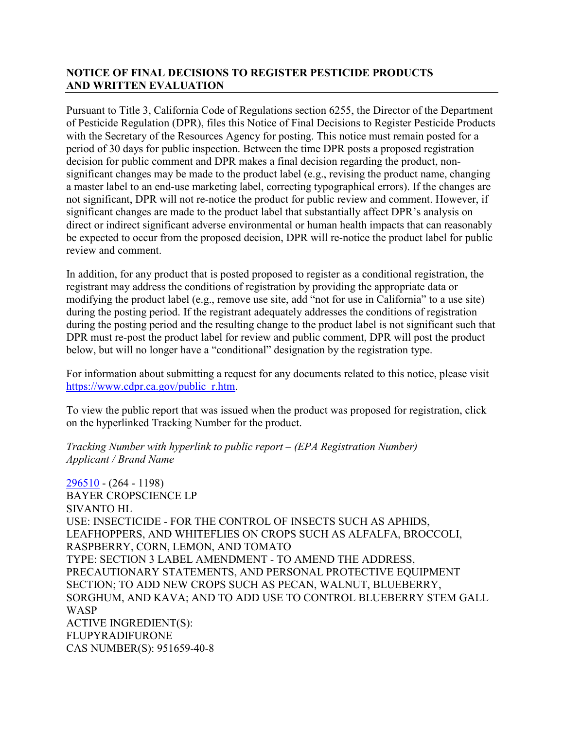## NOTICE OF FINAL DECISIONS TO REGISTER PESTICIDE PRODUCTS AND WRITTEN EVALUATION

Pursuant to Title 3, California Code of Regulations section 6255, the Director of the Department of Pesticide Regulation (DPR), files this Notice of Final Decisions to Register Pesticide Products with the Secretary of the Resources Agency for posting. This notice must remain posted for a period of 30 days for public inspection. Between the time DPR posts a proposed registration decision for public comment and DPR makes a final decision regarding the product, non-significant changes may be made to the product label (e.g., revising the product name, changing a master label to an end-use marketing label, correcting typographical errors). If the changes are not significant, DPR will not re-notice the product for public review and comment. However, if significant changes are made to the product label that substantially affect DPR's analysis on direct or indirect significant adverse environmental or human health impacts that can reasonably be expected to occur from the proposed decision, DPR will re-notice the product label for public review and comment.

In addition, for any product that is posted proposed to register as a conditional registration, the registrant may address the conditions of registration by providing the appropriate data or modifying the product label (e.g., remove use site, add "not for use in California" to a use site) during the posting period. If the registrant adequately addresses the conditions of registration during the posting period and the resulting change to the product label is not significant such that DPR must re-post the product label for review and public comment, DPR will post the product below, but will no longer have a "conditional" designation by the registration type.

For information about submitting a request for any documents related to this notice, please visit https://www.cdpr.ca.gov/public_r.htm.

To view the public report that was issued when the product was proposed for registration, click on the hyperlinked Tracking Number for the product.

*Tracking Number with hyperlink to public report – (EPA Registration Number)*
*Applicant / Brand Name*

296510 - (264 - 1198)
BAYER CROPSCIENCE LP
SIVANTO HL
USE: INSECTICIDE - FOR THE CONTROL OF INSECTS SUCH AS APHIDS, LEAFHOPPERS, AND WHITEFLIES ON CROPS SUCH AS ALFALFA, BROCCOLI, RASPBERRY, CORN, LEMON, AND TOMATO
TYPE: SECTION 3 LABEL AMENDMENT - TO AMEND THE ADDRESS, PRECAUTIONARY STATEMENTS, AND PERSONAL PROTECTIVE EQUIPMENT SECTION; TO ADD NEW CROPS SUCH AS PECAN, WALNUT, BLUEBERRY, SORGHUM, AND KAVA; AND TO ADD USE TO CONTROL BLUEBERRY STEM GALL WASP
ACTIVE INGREDIENT(S):
FLUPYRADIFURONE
CAS NUMBER(S): 951659-40-8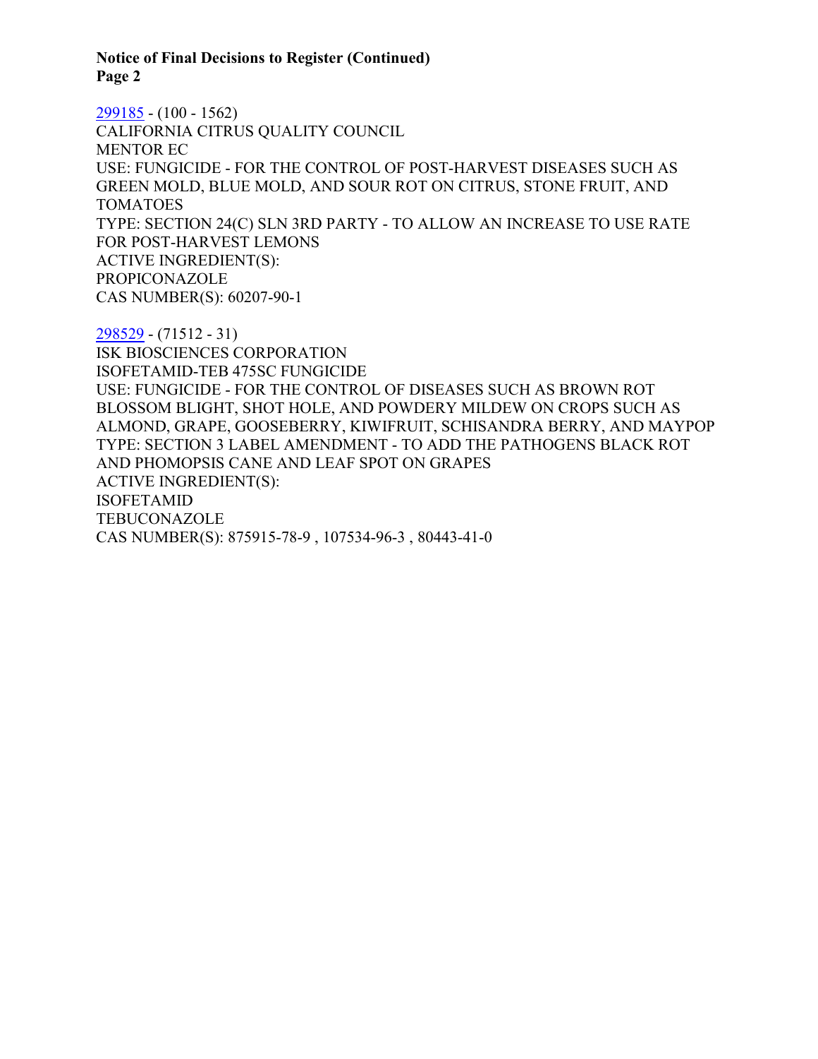**Notice of Final Decisions to Register (Continued)**

[299185](299185) - (100 - 1562)
CALIFORNIA CITRUS QUALITY COUNCIL
MENTOR EC
USE: FUNGICIDE - FOR THE CONTROL OF POST-HARVEST DISEASES SUCH AS GREEN MOLD, BLUE MOLD, AND SOUR ROT ON CITRUS, STONE FRUIT, AND TOMATOES
TYPE: SECTION 24(C) SLN 3RD PARTY - TO ALLOW AN INCREASE TO USE RATE FOR POST-HARVEST LEMONS
ACTIVE INGREDIENT(S):
PROPICONAZOLE
CAS NUMBER(S): 60207-90-1

[298529](298529) - (71512 - 31)
ISK BIOSCIENCES CORPORATION
ISOFETAMID-TEB 475SC FUNGICIDE
USE: FUNGICIDE - FOR THE CONTROL OF DISEASES SUCH AS BROWN ROT BLOSSOM BLIGHT, SHOT HOLE, AND POWDERY MILDEW ON CROPS SUCH AS ALMOND, GRAPE, GOOSEBERRY, KIWIFRUIT, SCHISANDRA BERRY, AND MAYPOP
TYPE: SECTION 3 LABEL AMENDMENT - TO ADD THE PATHOGENS BLACK ROT AND PHOMOPSIS CANE AND LEAF SPOT ON GRAPES
ACTIVE INGREDIENT(S):
ISOFETAMID
TEBUCONAZOLE
CAS NUMBER(S): 875915-78-9 , 107534-96-3 , 80443-41-0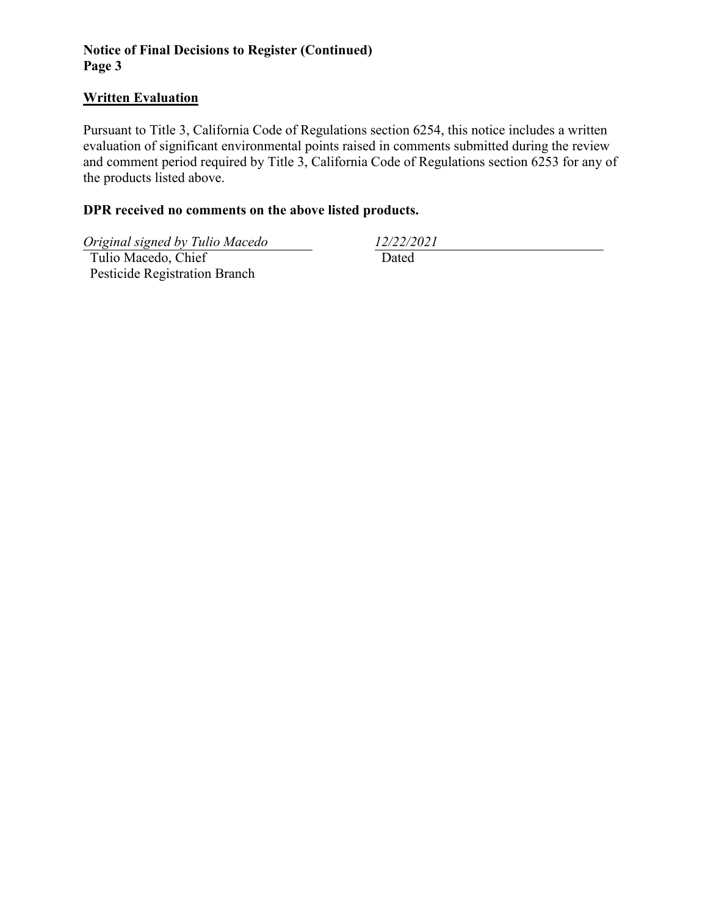**Notice of Final Decisions to Register (Continued)**

## Written Evaluation

Pursuant to Title 3, California Code of Regulations section 6254, this notice includes a written evaluation of significant environmental points raised in comments submitted during the review and comment period required by Title 3, California Code of Regulations section 6253 for any of the products listed above.

**DPR received no comments on the above listed products.**

*Original signed by Tulio Macedo*
Tulio Macedo, Chief
Pesticide Registration Branch

*12/22/2021*
Dated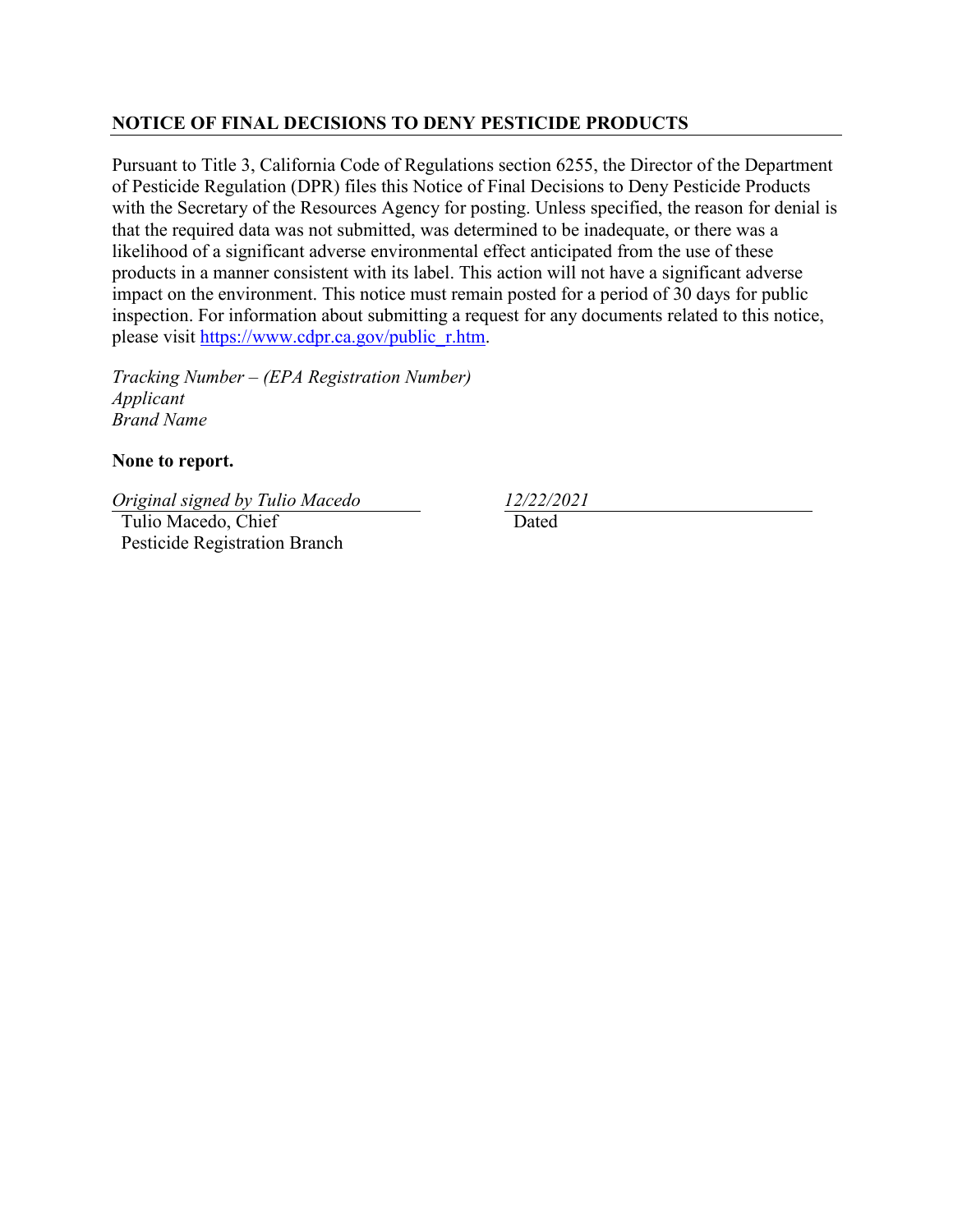## NOTICE OF FINAL DECISIONS TO DENY PESTICIDE PRODUCTS

Pursuant to Title 3, California Code of Regulations section 6255, the Director of the Department of Pesticide Regulation (DPR) files this Notice of Final Decisions to Deny Pesticide Products with the Secretary of the Resources Agency for posting. Unless specified, the reason for denial is that the required data was not submitted, was determined to be inadequate, or there was a likelihood of a significant adverse environmental effect anticipated from the use of these products in a manner consistent with its label. This action will not have a significant adverse impact on the environment. This notice must remain posted for a period of 30 days for public inspection. For information about submitting a request for any documents related to this notice, please visit [https://www.cdpr.ca.gov/public_r.htm](https://www.cdpr.ca.gov/public_r.htm).

*Tracking Number – (EPA Registration Number)*
*Applicant*
*Brand Name*

**None to report.**

*Original signed by Tulio Macedo*
Tulio Macedo, Chief
Pesticide Registration Branch

*12/22/2021*
Dated